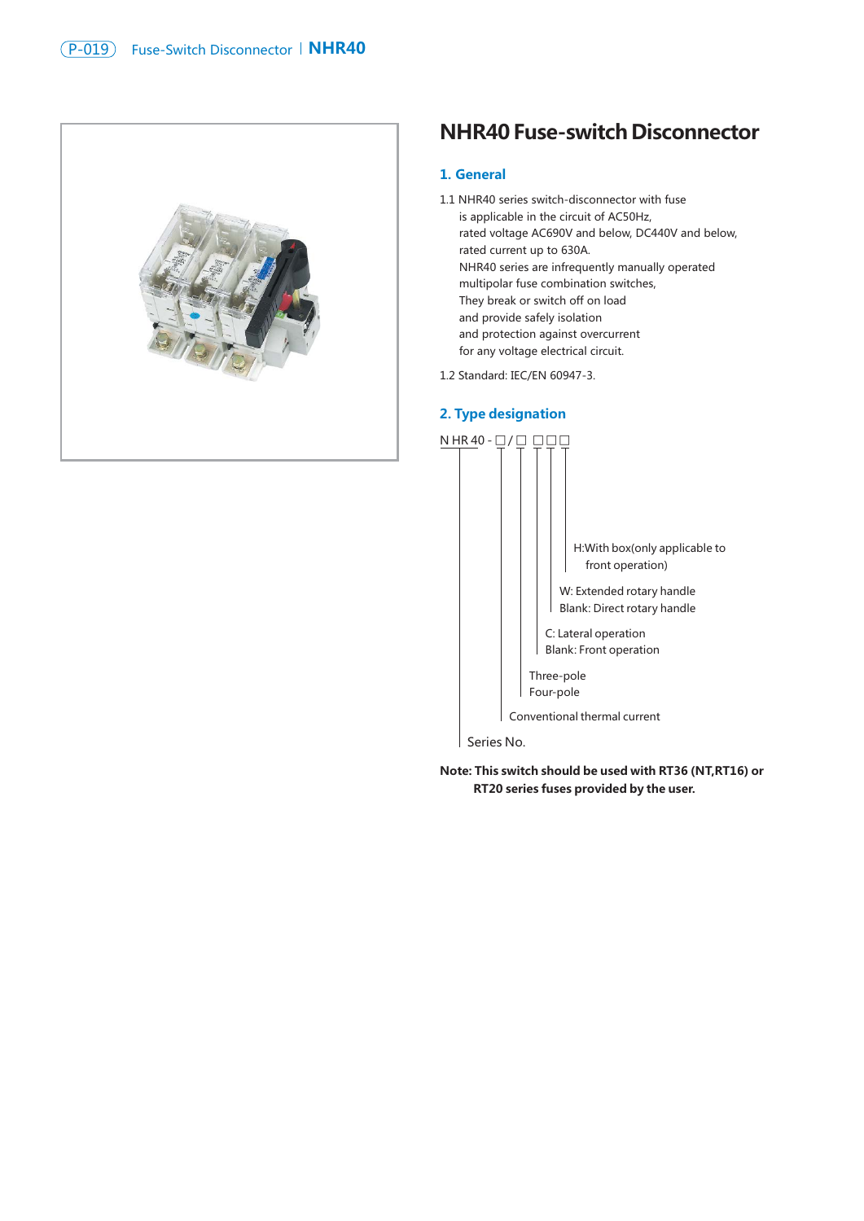# NHR40 Fuse-switch Disconnector

## 1. General

1.1 NHR40 series switch-disconnector with fuse is applicable in the circuit of AC50Hz, rated voltage AC690V and below, DC440V and below, rated current up to 630A. NHR40 series are infrequently manually operated multipolar fuse combination switches, They break or switch off on load and provide safely isolation and protection against overcurrent for any voltage electrical circuit.

1.2 Standard: IEC/EN 60947-3.

## 2. Type designation

N HR 40 - □/□ □□□

- N HR: Series No.
- 40 - □: Conventional thermal current
- / □: Three-pole / Four-pole
- □ (1st): C: Lateral operation; Blank: Front operation
- □ (2nd): W: Extended rotary handle; Blank: Direct rotary handle
- □ (3rd): H: With box (only applicable to front operation)

**Note: This switch should be used with RT36 (NT,RT16) or RT20 series fuses provided by the user.**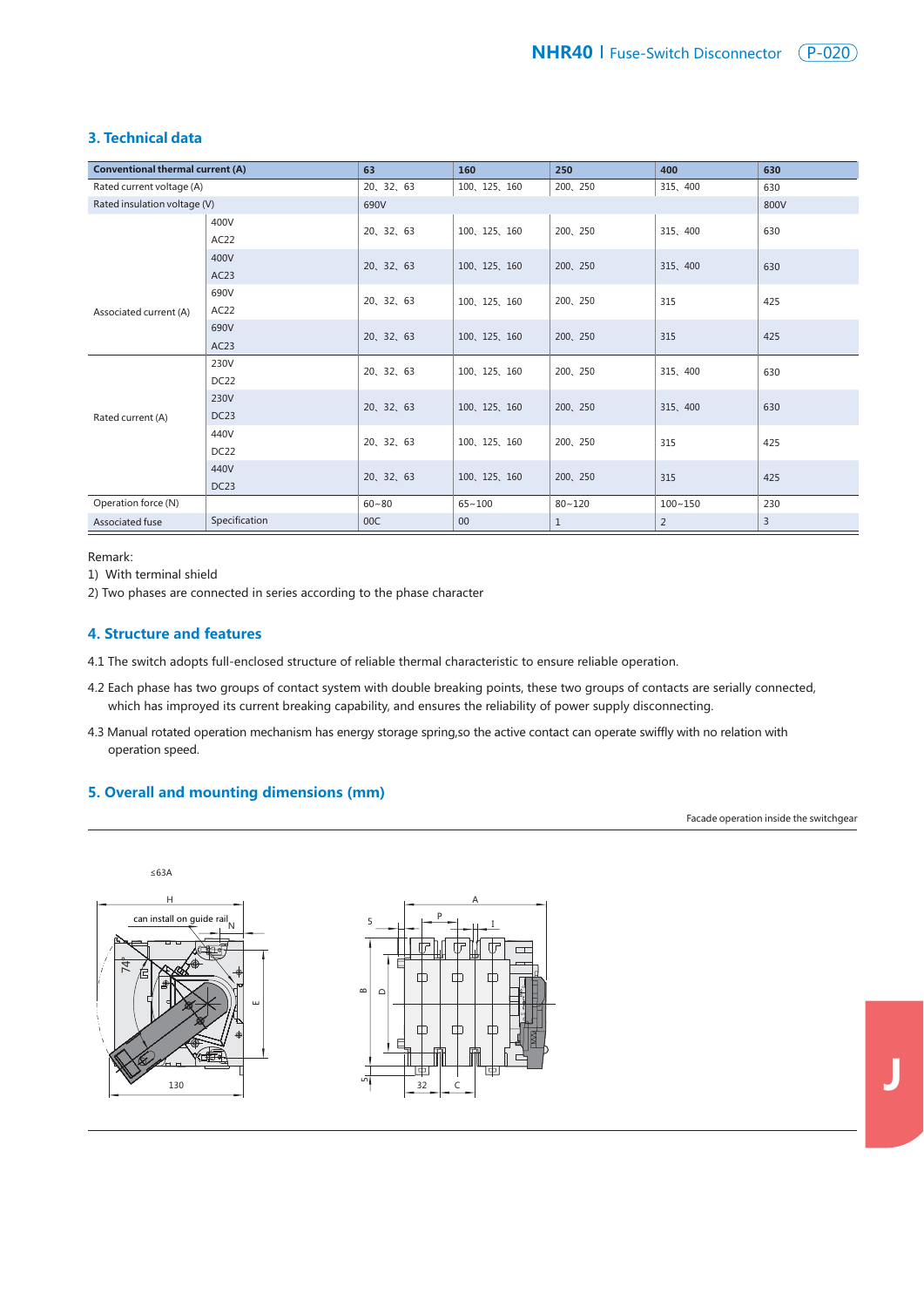## 3. Technical data

| Conventional thermal current (A) | | 63 | 160 | 250 | 400 | 630 |
|---|---|---|---|---|---|---|
| Rated current voltage (A) | | 20、32、63 | 100、125、160 | 200、250 | 315、400 | 630 |
| Rated insulation voltage (V) | | 690V | | | | 800V |
| Associated current (A) | 400V AC22 | 20、32、63 | 100、125、160 | 200、250 | 315、400 | 630 |
| | 400V AC23 | 20、32、63 | 100、125、160 | 200、250 | 315、400 | 630 |
| | 690V AC22 | 20、32、63 | 100、125、160 | 200、250 | 315 | 425 |
| | 690V AC23 | 20、32、63 | 100、125、160 | 200、250 | 315 | 425 |
| Rated current (A) | 230V DC22 | 20、32、63 | 100、125、160 | 200、250 | 315、400 | 630 |
| | 230V DC23 | 20、32、63 | 100、125、160 | 200、250 | 315、400 | 630 |
| | 440V DC22 | 20、32、63 | 100、125、160 | 200、250 | 315 | 425 |
| | 440V DC23 | 20、32、63 | 100、125、160 | 200、250 | 315 | 425 |
| Operation force (N) | | 60~80 | 65~100 | 80~120 | 100~150 | 230 |
| Associated fuse | Specification | 00C | 00 | 1 | 2 | 3 |

Remark:

1) With terminal shield

2) Two phases are connected in series according to the phase character

## 4. Structure and features

4.1 The switch adopts full-enclosed structure of reliable thermal characteristic to ensure reliable operation.

4.2 Each phase has two groups of contact system with double breaking points, these two groups of contacts are serially connected, which has improyed its current breaking capability, and ensures the reliability of power supply disconnecting.

4.3 Manual rotated operation mechanism has energy storage spring,so the active contact can operate swiffly with no relation with operation speed.

## 5. Overall and mounting dimensions (mm)

Facade operation inside the switchgear

≤63A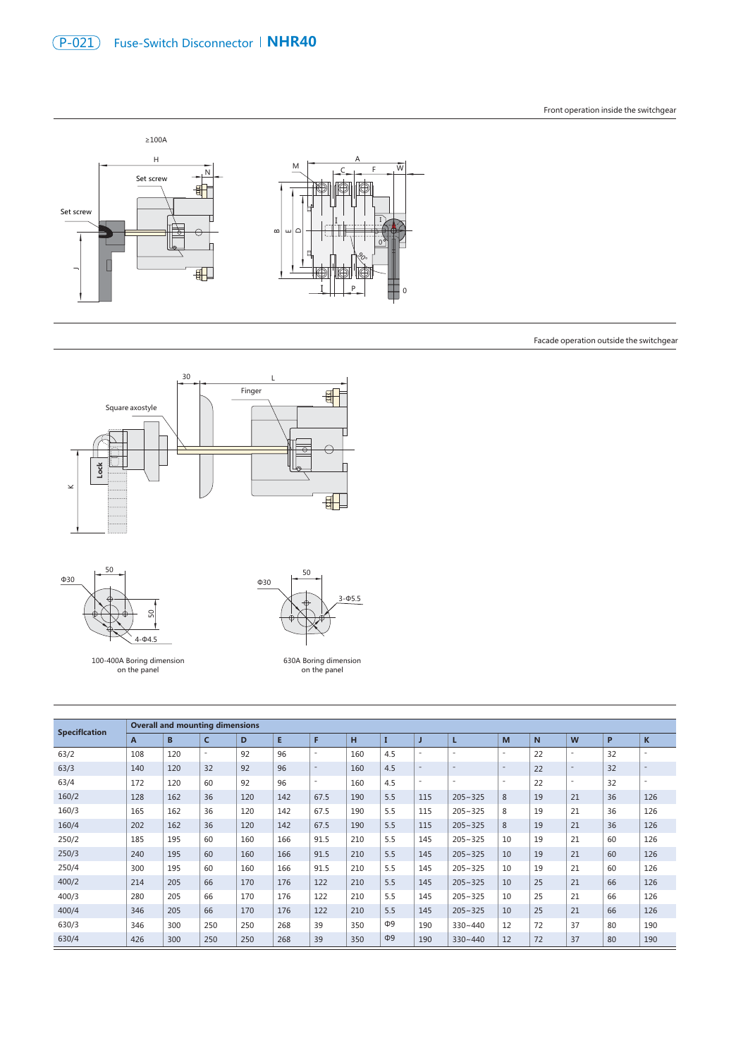# P-021 Fuse-Switch Disconnector | NHR40

Front operation inside the switchgear

≥100A

Set screw

Set screw

Facade operation outside the switchgear

Square axostyle

Finger

Lock

100-400A Boring dimension on the panel

630A Boring dimension on the panel

| Specification | Overall and mounting dimensions | | | | | | | | | | | | | | |
|---|---|---|---|---|---|---|---|---|---|---|---|---|---|---|---|
| | A | B | C | D | E | F | H | I | J | L | M | N | W | P | K |
| 63/2 | 108 | 120 | - | 92 | 96 | - | 160 | 4.5 | - | - | - | 22 | - | 32 | - |
| 63/3 | 140 | 120 | 32 | 92 | 96 | - | 160 | 4.5 | - | - | - | 22 | - | 32 | - |
| 63/4 | 172 | 120 | 60 | 92 | 96 | - | 160 | 4.5 | - | - | - | 22 | - | 32 | - |
| 160/2 | 128 | 162 | 36 | 120 | 142 | 67.5 | 190 | 5.5 | 115 | 205~325 | 8 | 19 | 21 | 36 | 126 |
| 160/3 | 165 | 162 | 36 | 120 | 142 | 67.5 | 190 | 5.5 | 115 | 205~325 | 8 | 19 | 21 | 36 | 126 |
| 160/4 | 202 | 162 | 36 | 120 | 142 | 67.5 | 190 | 5.5 | 115 | 205~325 | 8 | 19 | 21 | 36 | 126 |
| 250/2 | 185 | 195 | 60 | 160 | 166 | 91.5 | 210 | 5.5 | 145 | 205~325 | 10 | 19 | 21 | 60 | 126 |
| 250/3 | 240 | 195 | 60 | 160 | 166 | 91.5 | 210 | 5.5 | 145 | 205~325 | 10 | 19 | 21 | 60 | 126 |
| 250/4 | 300 | 195 | 60 | 160 | 166 | 91.5 | 210 | 5.5 | 145 | 205~325 | 10 | 19 | 21 | 60 | 126 |
| 400/2 | 214 | 205 | 66 | 170 | 176 | 122 | 210 | 5.5 | 145 | 205~325 | 10 | 25 | 21 | 66 | 126 |
| 400/3 | 280 | 205 | 66 | 170 | 176 | 122 | 210 | 5.5 | 145 | 205~325 | 10 | 25 | 21 | 66 | 126 |
| 400/4 | 346 | 205 | 66 | 170 | 176 | 122 | 210 | 5.5 | 145 | 205~325 | 10 | 25 | 21 | 66 | 126 |
| 630/3 | 346 | 300 | 250 | 250 | 268 | 39 | 350 | Φ9 | 190 | 330~440 | 12 | 72 | 37 | 80 | 190 |
| 630/4 | 426 | 300 | 250 | 250 | 268 | 39 | 350 | Φ9 | 190 | 330~440 | 12 | 72 | 37 | 80 | 190 |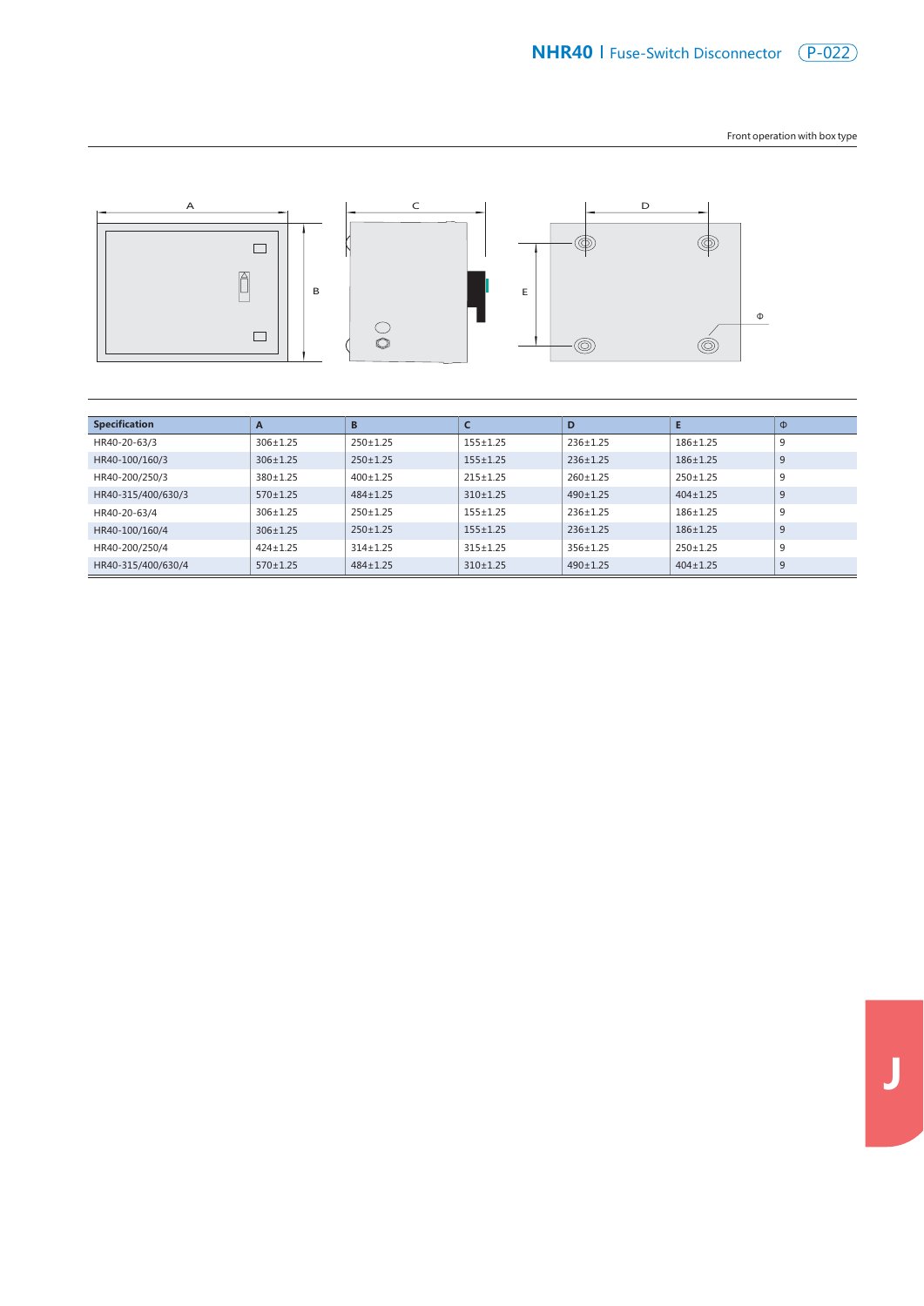Front operation with box type

A

B

C

D

E

Φ

| Specification | A | B | C | D | E | Φ |
|---|---|---|---|---|---|---|
| HR40-20-63/3 | 306±1.25 | 250±1.25 | 155±1.25 | 236±1.25 | 186±1.25 | 9 |
| HR40-100/160/3 | 306±1.25 | 250±1.25 | 155±1.25 | 236±1.25 | 186±1.25 | 9 |
| HR40-200/250/3 | 380±1.25 | 400±1.25 | 215±1.25 | 260±1.25 | 250±1.25 | 9 |
| HR40-315/400/630/3 | 570±1.25 | 484±1.25 | 310±1.25 | 490±1.25 | 404±1.25 | 9 |
| HR40-20-63/4 | 306±1.25 | 250±1.25 | 155±1.25 | 236±1.25 | 186±1.25 | 9 |
| HR40-100/160/4 | 306±1.25 | 250±1.25 | 155±1.25 | 236±1.25 | 186±1.25 | 9 |
| HR40-200/250/4 | 424±1.25 | 314±1.25 | 315±1.25 | 356±1.25 | 250±1.25 | 9 |
| HR40-315/400/630/4 | 570±1.25 | 484±1.25 | 310±1.25 | 490±1.25 | 404±1.25 | 9 |